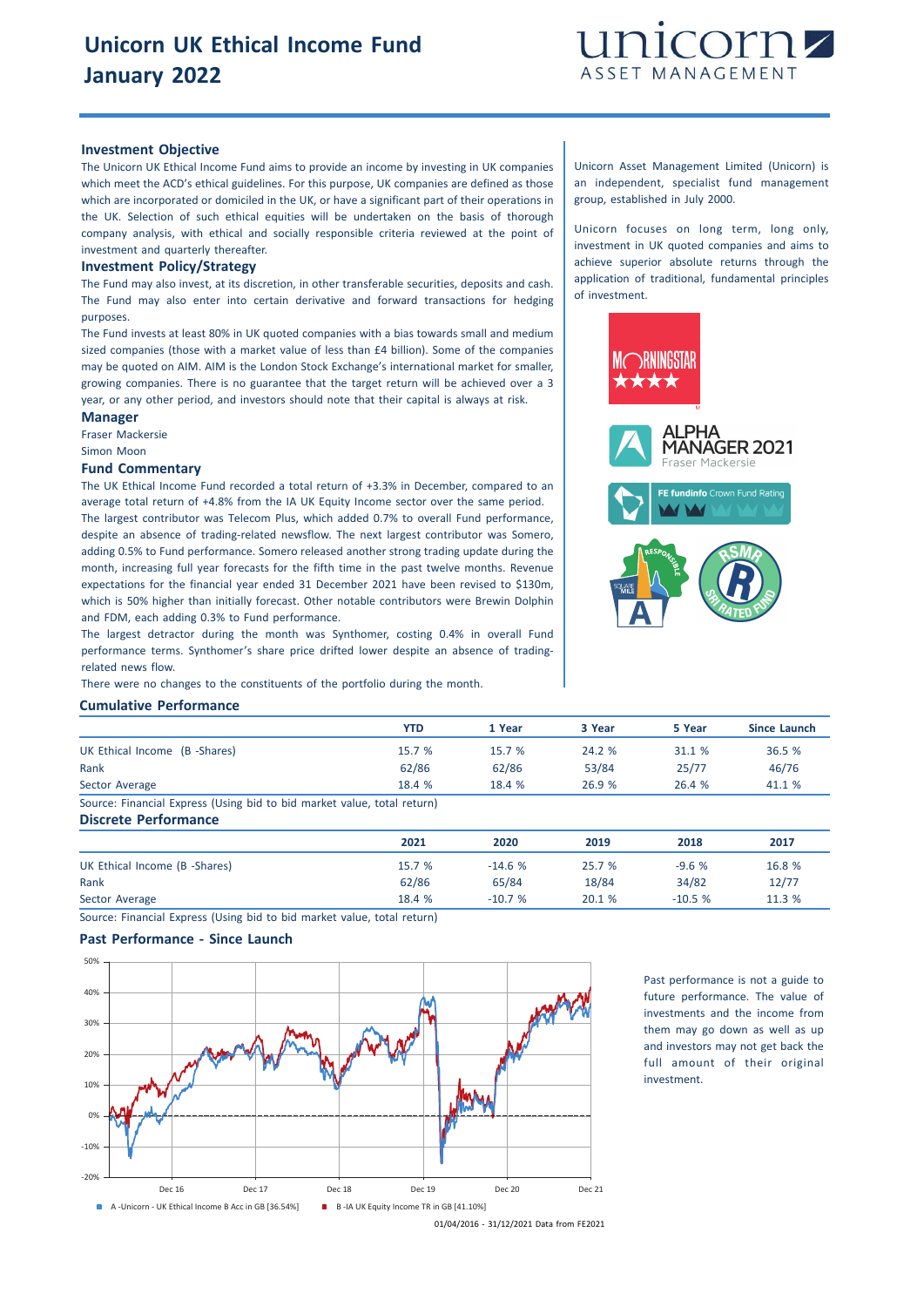# Unicorn UK Ethical Income Fund
# January 2022

unicorn ASSET MANAGEMENT

## Investment Objective

The Unicorn UK Ethical Income Fund aims to provide an income by investing in UK companies which meet the ACD's ethical guidelines. For this purpose, UK companies are defined as those which are incorporated or domiciled in the UK, or have a significant part of their operations in the UK. Selection of such ethical equities will be undertaken on the basis of thorough company analysis, with ethical and socially responsible criteria reviewed at the point of investment and quarterly thereafter.

## Investment Policy/Strategy

The Fund may also invest, at its discretion, in other transferable securities, deposits and cash. The Fund may also enter into certain derivative and forward transactions for hedging purposes.

The Fund invests at least 80% in UK quoted companies with a bias towards small and medium sized companies (those with a market value of less than £4 billion). Some of the companies may be quoted on AIM. AIM is the London Stock Exchange's international market for smaller, growing companies. There is no guarantee that the target return will be achieved over a 3 year, or any other period, and investors should note that their capital is always at risk.

## Manager

Fraser Mackersie

Simon Moon

## Fund Commentary

The UK Ethical Income Fund recorded a total return of +3.3% in December, compared to an average total return of +4.8% from the IA UK Equity Income sector over the same period.

The largest contributor was Telecom Plus, which added 0.7% to overall Fund performance, despite an absence of trading-related newsflow. The next largest contributor was Somero, adding 0.5% to Fund performance. Somero released another strong trading update during the month, increasing full year forecasts for the fifth time in the past twelve months. Revenue expectations for the financial year ended 31 December 2021 have been revised to $130m, which is 50% higher than initially forecast. Other notable contributors were Brewin Dolphin and FDM, each adding 0.3% to Fund performance.

The largest detractor during the month was Synthomer, costing 0.4% in overall Fund performance terms. Synthomer's share price drifted lower despite an absence of trading-related news flow.

There were no changes to the constituents of the portfolio during the month.

Unicorn Asset Management Limited (Unicorn) is an independent, specialist fund management group, established in July 2000.

Unicorn focuses on long term, long only, investment in UK quoted companies and aims to achieve superior absolute returns through the application of traditional, fundamental principles of investment.

MORNINGSTAR ★★★★

ALPHA MANAGER 2021 Fraser Mackersie

FE fundinfo Crown Fund Rating

SQUARE MILE RESPONSIBLE A

RSMR R SRI RATED FUND

## Cumulative Performance

| | YTD | 1 Year | 3 Year | 5 Year | Since Launch |
|---|---|---|---|---|---|
| UK Ethical Income (B -Shares) | 15.7 % | 15.7 % | 24.2 % | 31.1 % | 36.5 % |
| Rank | 62/86 | 62/86 | 53/84 | 25/77 | 46/76 |
| Sector Average | 18.4 % | 18.4 % | 26.9 % | 26.4 % | 41.1 % |

Source: Financial Express (Using bid to bid market value, total return)

## Discrete Performance

| | 2021 | 2020 | 2019 | 2018 | 2017 |
|---|---|---|---|---|---|
| UK Ethical Income (B -Shares) | 15.7 % | -14.6 % | 25.7 % | -9.6 % | 16.8 % |
| Rank | 62/86 | 65/84 | 18/84 | 34/82 | 12/77 |
| Sector Average | 18.4 % | -10.7 % | 20.1 % | -10.5 % | 11.3 % |

Source: Financial Express (Using bid to bid market value, total return)

## Past Performance - Since Launch

A -Unicorn - UK Ethical Income B Acc in GB [36.54%]    B -IA UK Equity Income TR in GB [41.10%]

01/04/2016 - 31/12/2021 Data from FE2021

Past performance is not a guide to future performance. The value of investments and the income from them may go down as well as up and investors may not get back the full amount of their original investment.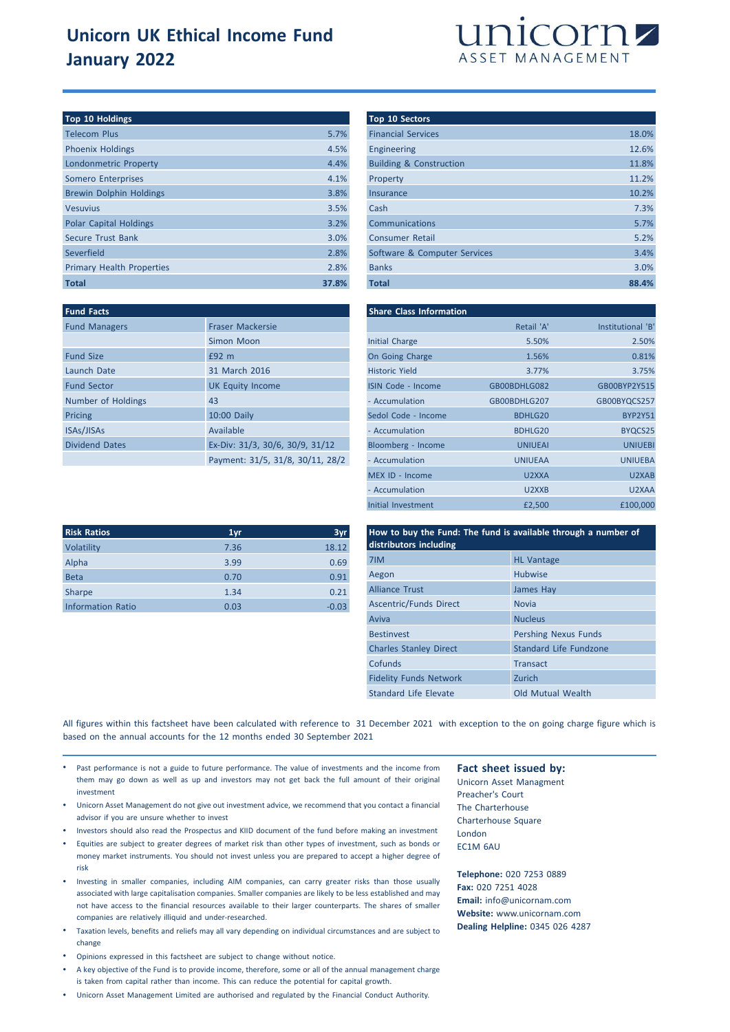# Unicorn UK Ethical Income Fund January 2022

unicorn ASSET MANAGEMENT

| Top 10 Holdings | |
|---|---|
| Telecom Plus | 5.7% |
| Phoenix Holdings | 4.5% |
| Londonmetric Property | 4.4% |
| Somero Enterprises | 4.1% |
| Brewin Dolphin Holdings | 3.8% |
| Vesuvius | 3.5% |
| Polar Capital Holdings | 3.2% |
| Secure Trust Bank | 3.0% |
| Severfield | 2.8% |
| Primary Health Properties | 2.8% |
| **Total** | **37.8%** |

| Top 10 Sectors | |
|---|---|
| Financial Services | 18.0% |
| Engineering | 12.6% |
| Building & Construction | 11.8% |
| Property | 11.2% |
| Insurance | 10.2% |
| Cash | 7.3% |
| Communications | 5.7% |
| Consumer Retail | 5.2% |
| Software & Computer Services | 3.4% |
| Banks | 3.0% |
| **Total** | **88.4%** |

| Fund Facts | |
|---|---|
| Fund Managers | Fraser Mackersie |
| | Simon Moon |
| Fund Size | £92 m |
| Launch Date | 31 March 2016 |
| Fund Sector | UK Equity Income |
| Number of Holdings | 43 |
| Pricing | 10:00 Daily |
| ISAs/JISAs | Available |
| Dividend Dates | Ex-Div: 31/3, 30/6, 30/9, 31/12 |
| | Payment: 31/5, 31/8, 30/11, 28/2 |

| Share Class Information | Retail 'A' | Institutional 'B' |
|---|---|---|
| Initial Charge | 5.50% | 2.50% |
| On Going Charge | 1.56% | 0.81% |
| Historic Yield | 3.77% | 3.75% |
| ISIN Code - Income | GB00BDHLG082 | GB00BYP2Y515 |
| - Accumulation | GB00BDHLG207 | GB00BYQCS257 |
| Sedol Code - Income | BDHLG20 | BYP2Y51 |
| - Accumulation | BDHLG20 | BYQCS25 |
| Bloomberg - Income | UNIUEAI | UNIUEBI |
| - Accumulation | UNIUEAA | UNIUEBA |
| MEX ID - Income | U2XXA | U2XAB |
| - Accumulation | U2XXB | U2XAA |
| Initial Investment | £2,500 | £100,000 |

| Risk Ratios | 1yr | 3yr |
|---|---|---|
| Volatility | 7.36 | 18.12 |
| Alpha | 3.99 | 0.69 |
| Beta | 0.70 | 0.91 |
| Sharpe | 1.34 | 0.21 |
| Information Ratio | 0.03 | -0.03 |

| How to buy the Fund: The fund is available through a number of distributors including | |
|---|---|
| 7IM | HL Vantage |
| Aegon | Hubwise |
| Alliance Trust | James Hay |
| Ascentric/Funds Direct | Novia |
| Aviva | Nucleus |
| Bestinvest | Pershing Nexus Funds |
| Charles Stanley Direct | Standard Life Fundzone |
| Cofunds | Transact |
| Fidelity Funds Network | Zurich |
| Standard Life Elevate | Old Mutual Wealth |

All figures within this factsheet have been calculated with reference to 31 December 2021 with exception to the on going charge figure which is based on the annual accounts for the 12 months ended 30 September 2021

- Past performance is not a guide to future performance. The value of investments and the income from them may go down as well as up and investors may not get back the full amount of their original investment
- Unicorn Asset Management do not give out investment advice, we recommend that you contact a financial advisor if you are unsure whether to invest
- Investors should also read the Prospectus and KIID document of the fund before making an investment
- Equities are subject to greater degrees of market risk than other types of investment, such as bonds or money market instruments. You should not invest unless you are prepared to accept a higher degree of risk
- Investing in smaller companies, including AIM companies, can carry greater risks than those usually associated with large capitalisation companies. Smaller companies are likely to be less established and may not have access to the financial resources available to their larger counterparts. The shares of smaller companies are relatively illiquid and under-researched.
- Taxation levels, benefits and reliefs may all vary depending on individual circumstances and are subject to change
- Opinions expressed in this factsheet are subject to change without notice.
- A key objective of the Fund is to provide income, therefore, some or all of the annual management charge is taken from capital rather than income. This can reduce the potential for capital growth.
- Unicorn Asset Management Limited are authorised and regulated by the Financial Conduct Authority.

**Fact sheet issued by:**

Unicorn Asset Managment
Preacher's Court
The Charterhouse
Charterhouse Square
London
EC1M 6AU

**Telephone:** 020 7253 0889
**Fax:** 020 7251 4028
**Email:** info@unicornam.com
**Website:** www.unicornam.com
**Dealing Helpline:** 0345 026 4287